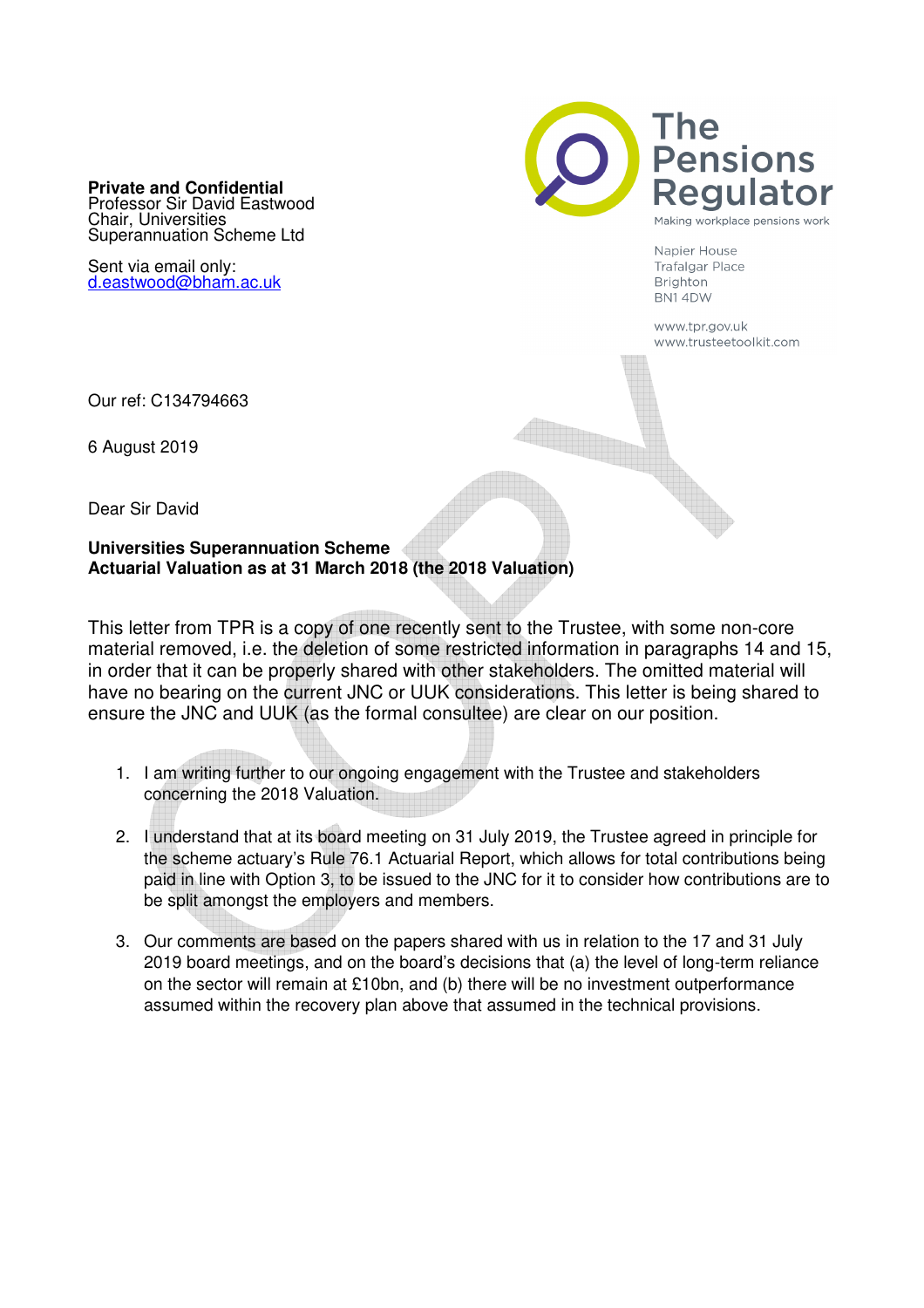**Private and Confidential**
Professor Sir David Eastwood
Chair, Universities
Superannuation Scheme Ltd

Sent via email only:
d.eastwood@bham.ac.uk

The Pensions Regulator
Making workplace pensions work

Napier House
Trafalgar Place
Brighton
BN1 4DW

www.tpr.gov.uk
www.trusteetoolkit.com

Our ref: C134794663

6 August 2019

Dear Sir David

**Universities Superannuation Scheme**
**Actuarial Valuation as at 31 March 2018 (the 2018 Valuation)**

This letter from TPR is a copy of one recently sent to the Trustee, with some non-core material removed, i.e. the deletion of some restricted information in paragraphs 14 and 15, in order that it can be properly shared with other stakeholders. The omitted material will have no bearing on the current JNC or UUK considerations. This letter is being shared to ensure the JNC and UUK (as the formal consultee) are clear on our position.

1. I am writing further to our ongoing engagement with the Trustee and stakeholders concerning the 2018 Valuation.

2. I understand that at its board meeting on 31 July 2019, the Trustee agreed in principle for the scheme actuary's Rule 76.1 Actuarial Report, which allows for total contributions being paid in line with Option 3, to be issued to the JNC for it to consider how contributions are to be split amongst the employers and members.

3. Our comments are based on the papers shared with us in relation to the 17 and 31 July 2019 board meetings, and on the board's decisions that (a) the level of long-term reliance on the sector will remain at £10bn, and (b) there will be no investment outperformance assumed within the recovery plan above that assumed in the technical provisions.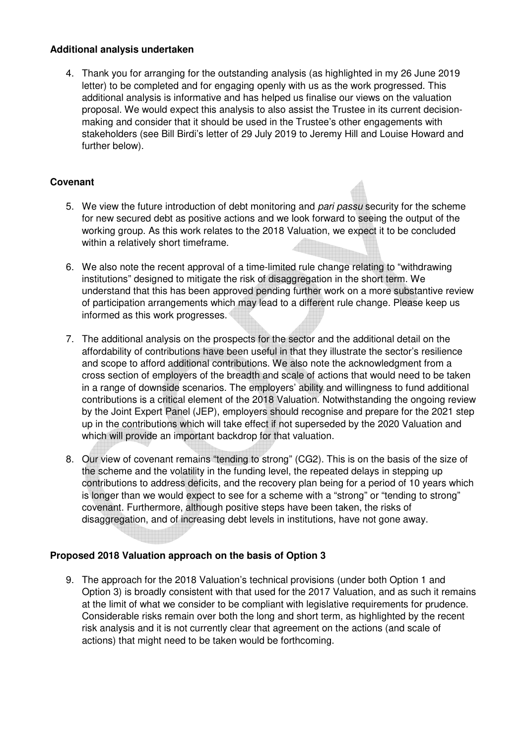**Additional analysis undertaken**

4. Thank you for arranging for the outstanding analysis (as highlighted in my 26 June 2019 letter) to be completed and for engaging openly with us as the work progressed. This additional analysis is informative and has helped us finalise our views on the valuation proposal. We would expect this analysis to also assist the Trustee in its current decision-making and consider that it should be used in the Trustee's other engagements with stakeholders (see Bill Birdi's letter of 29 July 2019 to Jeremy Hill and Louise Howard and further below).

**Covenant**

5. We view the future introduction of debt monitoring and *pari passu* security for the scheme for new secured debt as positive actions and we look forward to seeing the output of the working group. As this work relates to the 2018 Valuation, we expect it to be concluded within a relatively short timeframe.

6. We also note the recent approval of a time-limited rule change relating to "withdrawing institutions" designed to mitigate the risk of disaggregation in the short term. We understand that this has been approved pending further work on a more substantive review of participation arrangements which may lead to a different rule change. Please keep us informed as this work progresses.

7. The additional analysis on the prospects for the sector and the additional detail on the affordability of contributions have been useful in that they illustrate the sector's resilience and scope to afford additional contributions. We also note the acknowledgment from a cross section of employers of the breadth and scale of actions that would need to be taken in a range of downside scenarios. The employers' ability and willingness to fund additional contributions is a critical element of the 2018 Valuation. Notwithstanding the ongoing review by the Joint Expert Panel (JEP), employers should recognise and prepare for the 2021 step up in the contributions which will take effect if not superseded by the 2020 Valuation and which will provide an important backdrop for that valuation.

8. Our view of covenant remains "tending to strong" (CG2). This is on the basis of the size of the scheme and the volatility in the funding level, the repeated delays in stepping up contributions to address deficits, and the recovery plan being for a period of 10 years which is longer than we would expect to see for a scheme with a "strong" or "tending to strong" covenant. Furthermore, although positive steps have been taken, the risks of disaggregation, and of increasing debt levels in institutions, have not gone away.

**Proposed 2018 Valuation approach on the basis of Option 3**

9. The approach for the 2018 Valuation's technical provisions (under both Option 1 and Option 3) is broadly consistent with that used for the 2017 Valuation, and as such it remains at the limit of what we consider to be compliant with legislative requirements for prudence. Considerable risks remain over both the long and short term, as highlighted by the recent risk analysis and it is not currently clear that agreement on the actions (and scale of actions) that might need to be taken would be forthcoming.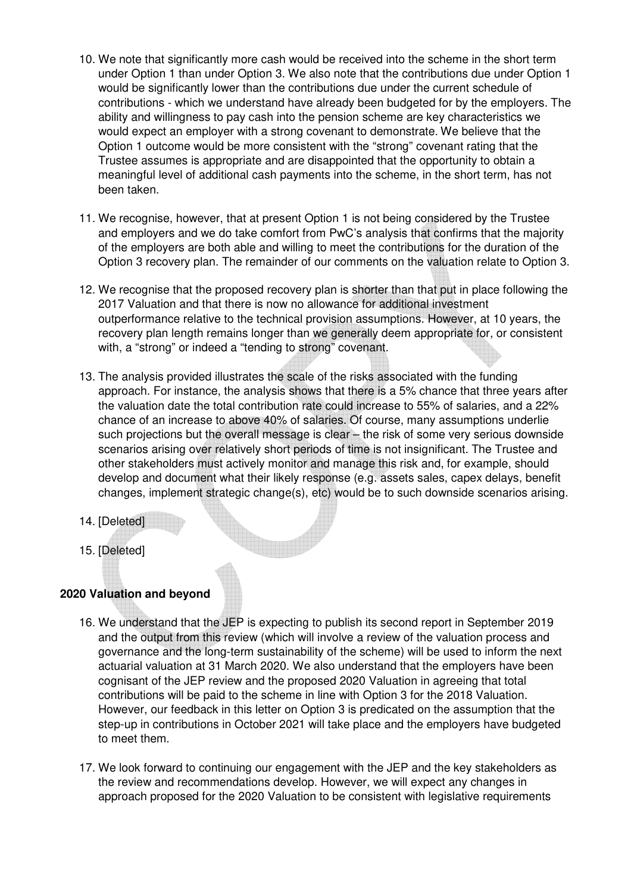10. We note that significantly more cash would be received into the scheme in the short term under Option 1 than under Option 3. We also note that the contributions due under Option 1 would be significantly lower than the contributions due under the current schedule of contributions - which we understand have already been budgeted for by the employers. The ability and willingness to pay cash into the pension scheme are key characteristics we would expect an employer with a strong covenant to demonstrate. We believe that the Option 1 outcome would be more consistent with the "strong" covenant rating that the Trustee assumes is appropriate and are disappointed that the opportunity to obtain a meaningful level of additional cash payments into the scheme, in the short term, has not been taken.

11. We recognise, however, that at present Option 1 is not being considered by the Trustee and employers and we do take comfort from PwC's analysis that confirms that the majority of the employers are both able and willing to meet the contributions for the duration of the Option 3 recovery plan. The remainder of our comments on the valuation relate to Option 3.

12. We recognise that the proposed recovery plan is shorter than that put in place following the 2017 Valuation and that there is now no allowance for additional investment outperformance relative to the technical provision assumptions. However, at 10 years, the recovery plan length remains longer than we generally deem appropriate for, or consistent with, a "strong" or indeed a "tending to strong" covenant.

13. The analysis provided illustrates the scale of the risks associated with the funding approach. For instance, the analysis shows that there is a 5% chance that three years after the valuation date the total contribution rate could increase to 55% of salaries, and a 22% chance of an increase to above 40% of salaries. Of course, many assumptions underlie such projections but the overall message is clear – the risk of some very serious downside scenarios arising over relatively short periods of time is not insignificant. The Trustee and other stakeholders must actively monitor and manage this risk and, for example, should develop and document what their likely response (e.g. assets sales, capex delays, benefit changes, implement strategic change(s), etc) would be to such downside scenarios arising.

14. [Deleted]

15. [Deleted]

## 2020 Valuation and beyond

16. We understand that the JEP is expecting to publish its second report in September 2019 and the output from this review (which will involve a review of the valuation process and governance and the long-term sustainability of the scheme) will be used to inform the next actuarial valuation at 31 March 2020. We also understand that the employers have been cognisant of the JEP review and the proposed 2020 Valuation in agreeing that total contributions will be paid to the scheme in line with Option 3 for the 2018 Valuation. However, our feedback in this letter on Option 3 is predicated on the assumption that the step-up in contributions in October 2021 will take place and the employers have budgeted to meet them.

17. We look forward to continuing our engagement with the JEP and the key stakeholders as the review and recommendations develop. However, we will expect any changes in approach proposed for the 2020 Valuation to be consistent with legislative requirements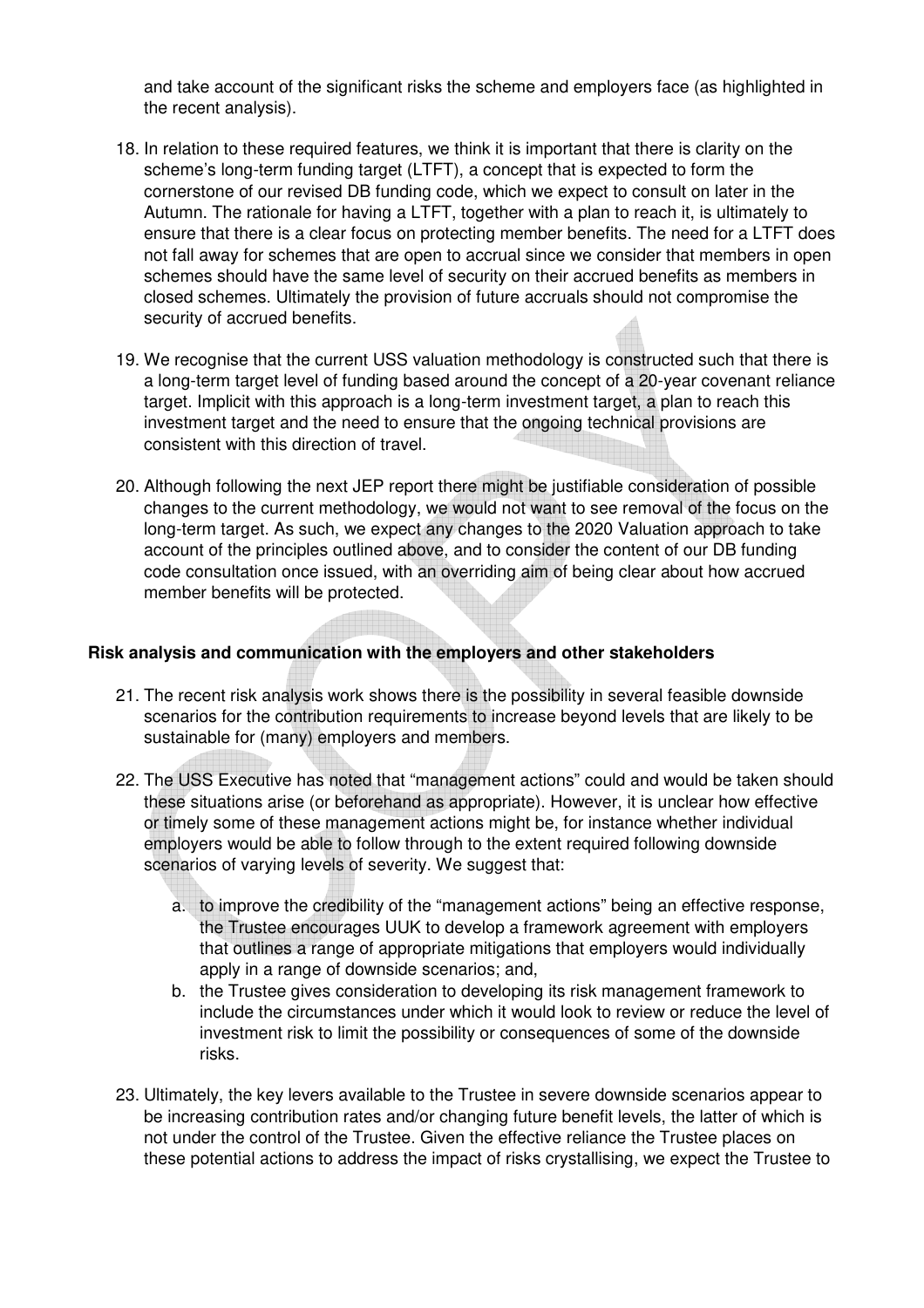and take account of the significant risks the scheme and employers face (as highlighted in the recent analysis).

18. In relation to these required features, we think it is important that there is clarity on the scheme's long-term funding target (LTFT), a concept that is expected to form the cornerstone of our revised DB funding code, which we expect to consult on later in the Autumn. The rationale for having a LTFT, together with a plan to reach it, is ultimately to ensure that there is a clear focus on protecting member benefits. The need for a LTFT does not fall away for schemes that are open to accrual since we consider that members in open schemes should have the same level of security on their accrued benefits as members in closed schemes. Ultimately the provision of future accruals should not compromise the security of accrued benefits.

19. We recognise that the current USS valuation methodology is constructed such that there is a long-term target level of funding based around the concept of a 20-year covenant reliance target. Implicit with this approach is a long-term investment target, a plan to reach this investment target and the need to ensure that the ongoing technical provisions are consistent with this direction of travel.

20. Although following the next JEP report there might be justifiable consideration of possible changes to the current methodology, we would not want to see removal of the focus on the long-term target. As such, we expect any changes to the 2020 Valuation approach to take account of the principles outlined above, and to consider the content of our DB funding code consultation once issued, with an overriding aim of being clear about how accrued member benefits will be protected.

**Risk analysis and communication with the employers and other stakeholders**

21. The recent risk analysis work shows there is the possibility in several feasible downside scenarios for the contribution requirements to increase beyond levels that are likely to be sustainable for (many) employers and members.

22. The USS Executive has noted that "management actions" could and would be taken should these situations arise (or beforehand as appropriate). However, it is unclear how effective or timely some of these management actions might be, for instance whether individual employers would be able to follow through to the extent required following downside scenarios of varying levels of severity. We suggest that:

    a. to improve the credibility of the "management actions" being an effective response, the Trustee encourages UUK to develop a framework agreement with employers that outlines a range of appropriate mitigations that employers would individually apply in a range of downside scenarios; and,
    b. the Trustee gives consideration to developing its risk management framework to include the circumstances under which it would look to review or reduce the level of investment risk to limit the possibility or consequences of some of the downside risks.

23. Ultimately, the key levers available to the Trustee in severe downside scenarios appear to be increasing contribution rates and/or changing future benefit levels, the latter of which is not under the control of the Trustee. Given the effective reliance the Trustee places on these potential actions to address the impact of risks crystallising, we expect the Trustee to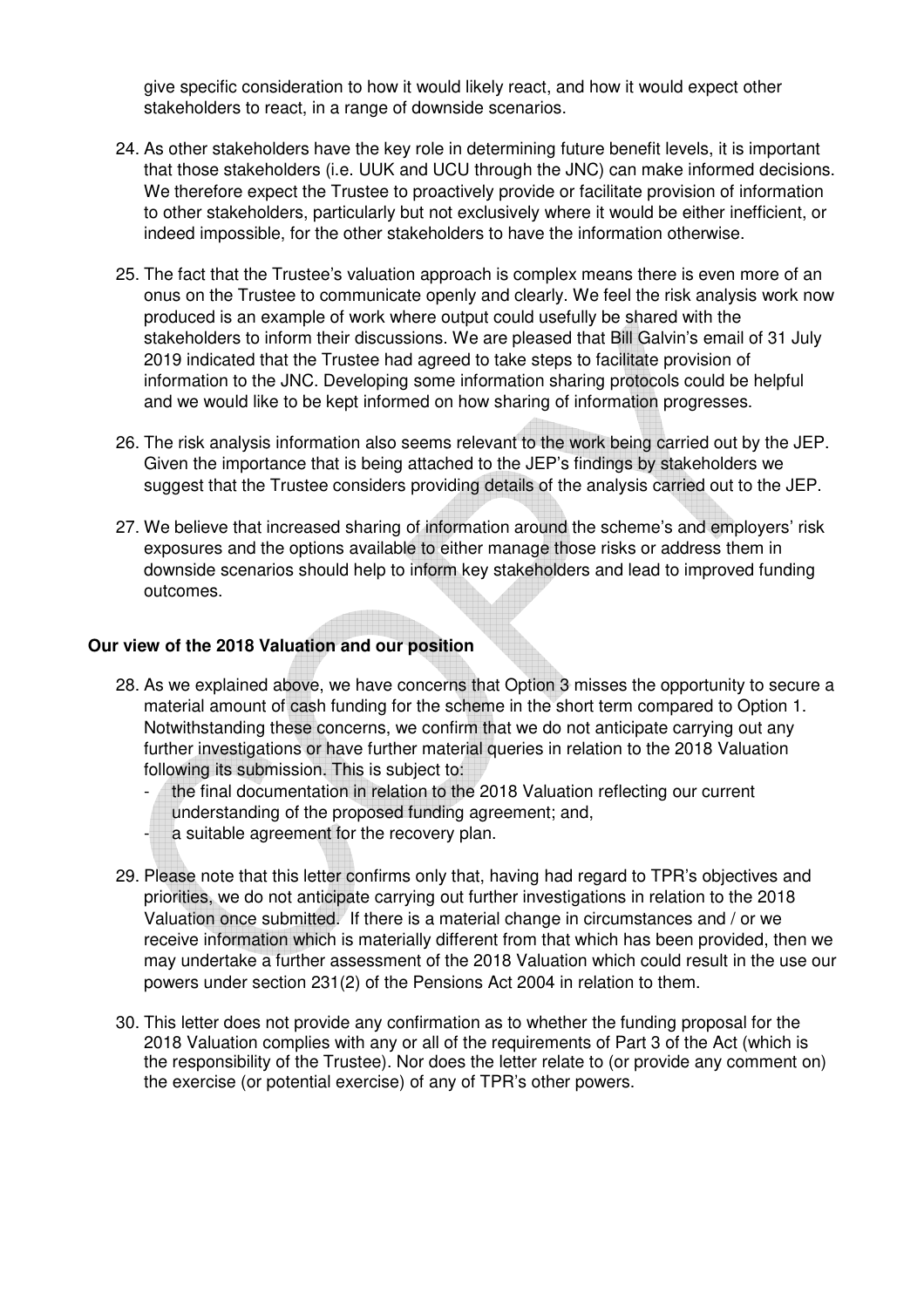give specific consideration to how it would likely react, and how it would expect other stakeholders to react, in a range of downside scenarios.

24. As other stakeholders have the key role in determining future benefit levels, it is important that those stakeholders (i.e. UUK and UCU through the JNC) can make informed decisions. We therefore expect the Trustee to proactively provide or facilitate provision of information to other stakeholders, particularly but not exclusively where it would be either inefficient, or indeed impossible, for the other stakeholders to have the information otherwise.

25. The fact that the Trustee's valuation approach is complex means there is even more of an onus on the Trustee to communicate openly and clearly. We feel the risk analysis work now produced is an example of work where output could usefully be shared with the stakeholders to inform their discussions. We are pleased that Bill Galvin's email of 31 July 2019 indicated that the Trustee had agreed to take steps to facilitate provision of information to the JNC. Developing some information sharing protocols could be helpful and we would like to be kept informed on how sharing of information progresses.

26. The risk analysis information also seems relevant to the work being carried out by the JEP. Given the importance that is being attached to the JEP's findings by stakeholders we suggest that the Trustee considers providing details of the analysis carried out to the JEP.

27. We believe that increased sharing of information around the scheme's and employers' risk exposures and the options available to either manage those risks or address them in downside scenarios should help to inform key stakeholders and lead to improved funding outcomes.

**Our view of the 2018 Valuation and our position**

28. As we explained above, we have concerns that Option 3 misses the opportunity to secure a material amount of cash funding for the scheme in the short term compared to Option 1. Notwithstanding these concerns, we confirm that we do not anticipate carrying out any further investigations or have further material queries in relation to the 2018 Valuation following its submission. This is subject to:
    - the final documentation in relation to the 2018 Valuation reflecting our current understanding of the proposed funding agreement; and,
    - a suitable agreement for the recovery plan.

29. Please note that this letter confirms only that, having had regard to TPR's objectives and priorities, we do not anticipate carrying out further investigations in relation to the 2018 Valuation once submitted. If there is a material change in circumstances and / or we receive information which is materially different from that which has been provided, then we may undertake a further assessment of the 2018 Valuation which could result in the use our powers under section 231(2) of the Pensions Act 2004 in relation to them.

30. This letter does not provide any confirmation as to whether the funding proposal for the 2018 Valuation complies with any or all of the requirements of Part 3 of the Act (which is the responsibility of the Trustee). Nor does the letter relate to (or provide any comment on) the exercise (or potential exercise) of any of TPR's other powers.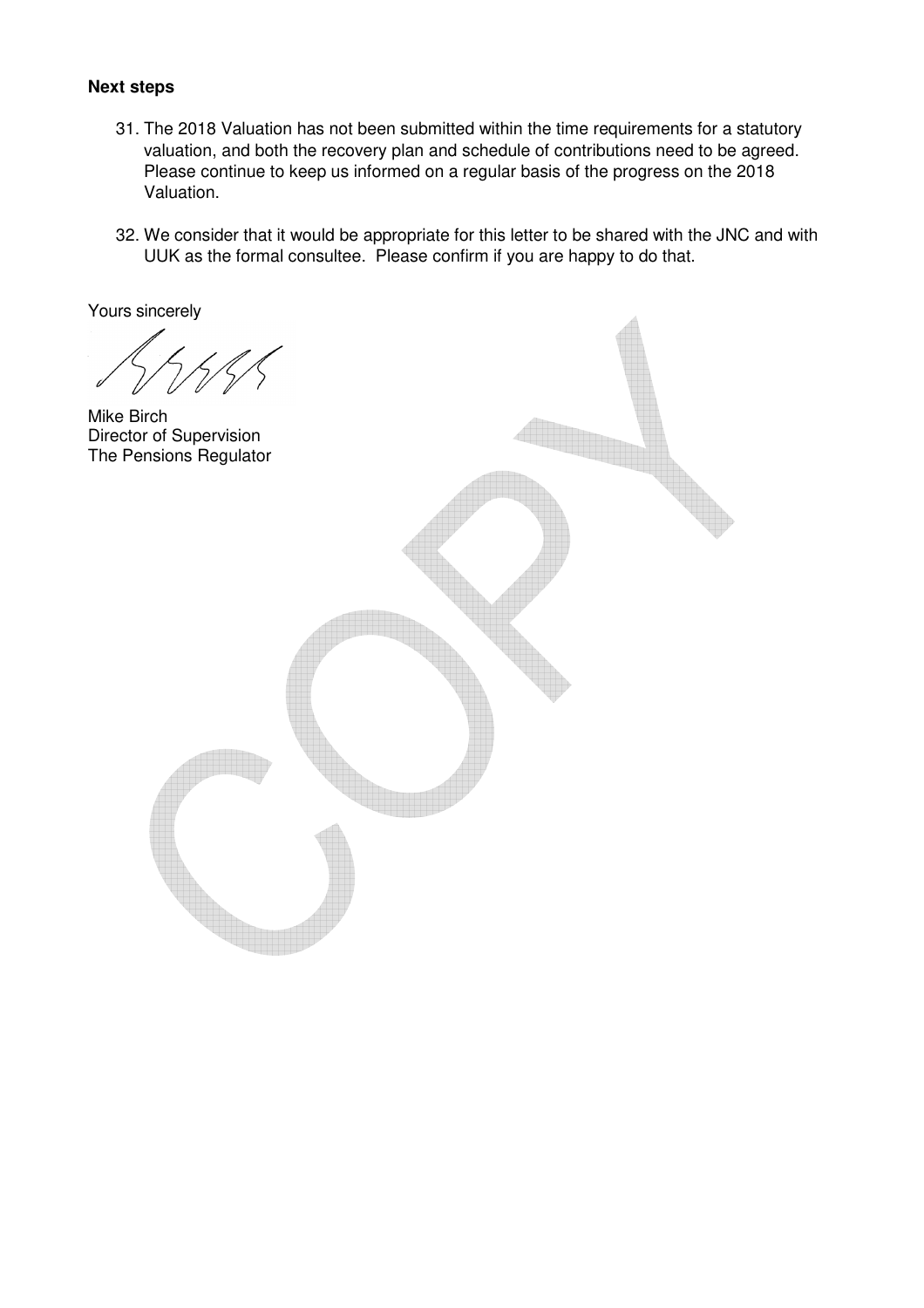**Next steps**

31. The 2018 Valuation has not been submitted within the time requirements for a statutory valuation, and both the recovery plan and schedule of contributions need to be agreed. Please continue to keep us informed on a regular basis of the progress on the 2018 Valuation.

32. We consider that it would be appropriate for this letter to be shared with the JNC and with UUK as the formal consultee. Please confirm if you are happy to do that.

Yours sincerely

Mike Birch
Director of Supervision
The Pensions Regulator